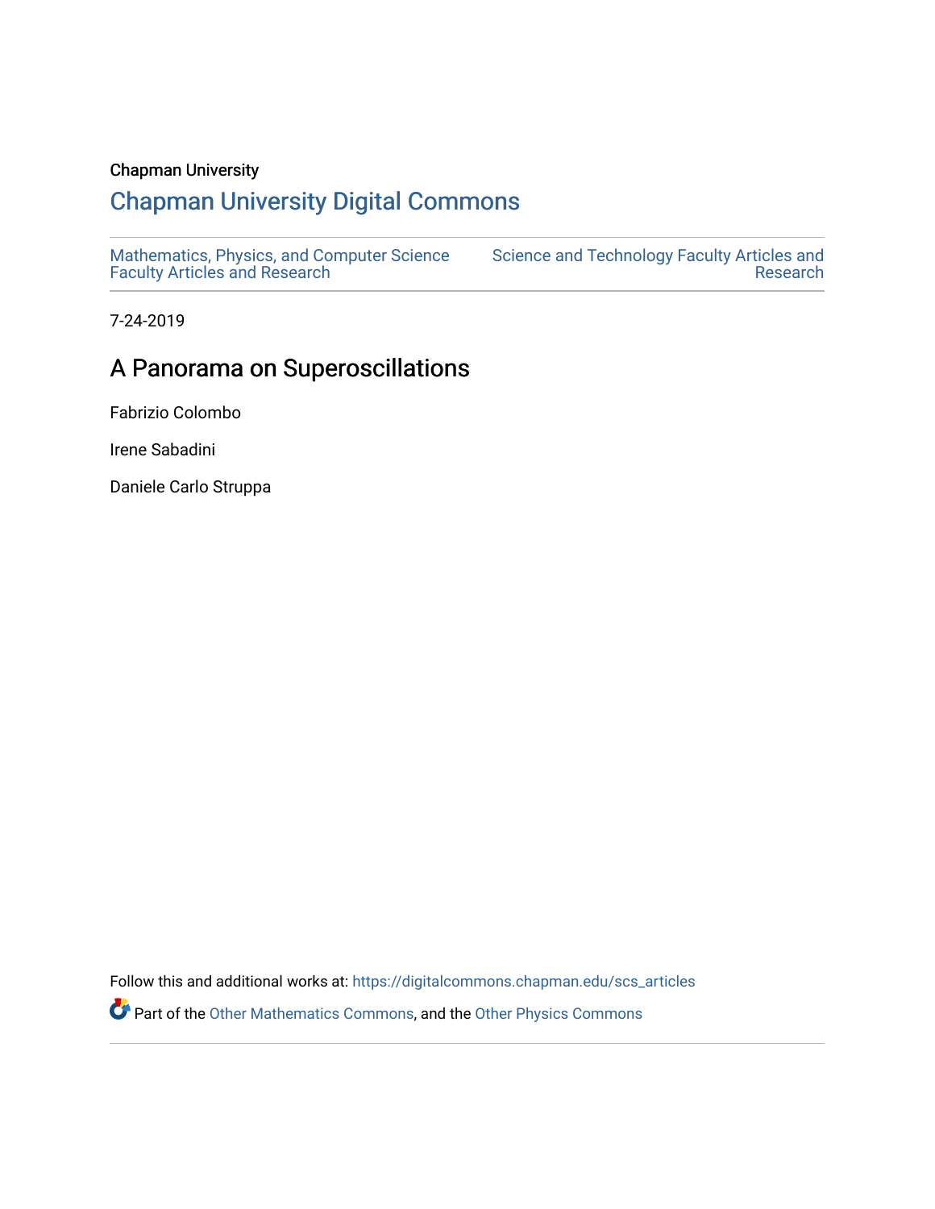Chapman University

# Chapman University Digital Commons

Mathematics, Physics, and Computer Science Faculty Articles and Research

Science and Technology Faculty Articles and Research

7-24-2019

## A Panorama on Superoscillations

Fabrizio Colombo

Irene Sabadini

Daniele Carlo Struppa

Follow this and additional works at: https://digitalcommons.chapman.edu/scs_articles

Part of the Other Mathematics Commons, and the Other Physics Commons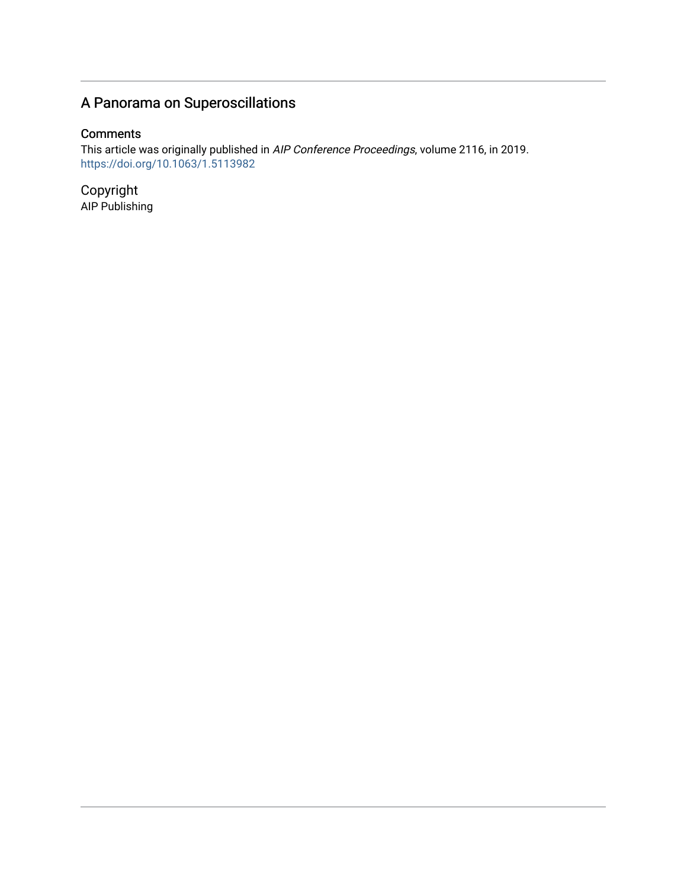# A Panorama on Superoscillations

## Comments

This article was originally published in *AIP Conference Proceedings*, volume 2116, in 2019. https://doi.org/10.1063/1.5113982

## Copyright

AIP Publishing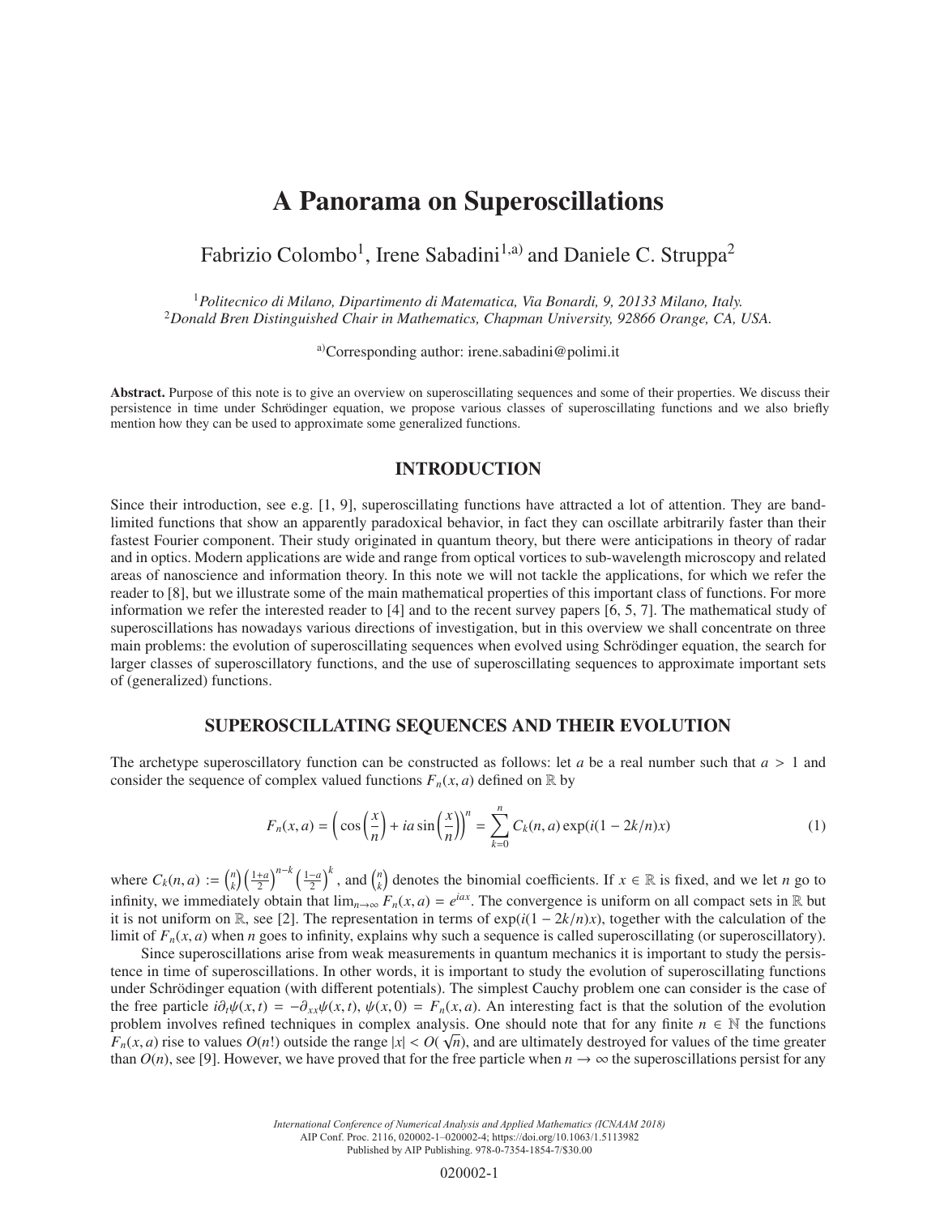# A Panorama on Superoscillations

Fabrizio Colombo[1], Irene Sabadini[1,a)] and Daniele C. Struppa[2]

[1] *Politecnico di Milano, Dipartimento di Matematica, Via Bonardi, 9, 20133 Milano, Italy.*
[2] *Donald Bren Distinguished Chair in Mathematics, Chapman University, 92866 Orange, CA, USA.*

[a)] Corresponding author: irene.sabadini@polimi.it

**Abstract.** Purpose of this note is to give an overview on superoscillating sequences and some of their properties. We discuss their persistence in time under Schrödinger equation, we propose various classes of superoscillating functions and we also briefly mention how they can be used to approximate some generalized functions.

## INTRODUCTION

Since their introduction, see e.g. [1, 9], superoscillating functions have attracted a lot of attention. They are band-limited functions that show an apparently paradoxical behavior, in fact they can oscillate arbitrarily faster than their fastest Fourier component. Their study originated in quantum theory, but there were anticipations in theory of radar and in optics. Modern applications are wide and range from optical vortices to sub-wavelength microscopy and related areas of nanoscience and information theory. In this note we will not tackle the applications, for which we refer the reader to [8], but we illustrate some of the main mathematical properties of this important class of functions. For more information we refer the interested reader to [4] and to the recent survey papers [6, 5, 7]. The mathematical study of superoscillations has nowadays various directions of investigation, but in this overview we shall concentrate on three main problems: the evolution of superoscillating sequences when evolved using Schrödinger equation, the search for larger classes of superoscillatory functions, and the use of superoscillating sequences to approximate important sets of (generalized) functions.

## SUPEROSCILLATING SEQUENCES AND THEIR EVOLUTION

The archetype superoscillatory function can be constructed as follows: let $a$ be a real number such that $a > 1$ and consider the sequence of complex valued functions $F_n(x, a)$ defined on $\mathbb{R}$ by

$$F_n(x,a) = \left( \cos\left(\frac{x}{n}\right) + ia \sin\left(\frac{x}{n}\right) \right)^n = \sum_{k=0}^{n} C_k(n,a) \exp(i(1-2k/n)x) \tag{1}$$

where $C_k(n,a) := \binom{n}{k} \left(\frac{1+a}{2}\right)^{n-k} \left(\frac{1-a}{2}\right)^k$, and $\binom{n}{k}$ denotes the binomial coefficients. If $x \in \mathbb{R}$ is fixed, and we let $n$ go to infinity, we immediately obtain that $\lim_{n\to\infty} F_n(x,a) = e^{iax}$. The convergence is uniform on all compact sets in $\mathbb{R}$ but it is not uniform on $\mathbb{R}$, see [2]. The representation in terms of $\exp(i(1-2k/n)x)$, together with the calculation of the limit of $F_n(x,a)$ when $n$ goes to infinity, explains why such a sequence is called superoscillating (or superoscillatory).

Since superoscillations arise from weak measurements in quantum mechanics it is important to study the persistence in time of superoscillations. In other words, it is important to study the evolution of superoscillating functions under Schrödinger equation (with different potentials). The simplest Cauchy problem one can consider is the case of the free particle $i\partial_t \psi(x,t) = -\partial_{xx}\psi(x,t)$, $\psi(x,0) = F_n(x,a)$. An interesting fact is that the solution of the evolution problem involves refined techniques in complex analysis. One should note that for any finite $n \in \mathbb{N}$ the functions $F_n(x,a)$ rise to values $O(n!)$ outside the range $|x| < O(\sqrt{n})$, and are ultimately destroyed for values of the time greater than $O(n)$, see [9]. However, we have proved that for the free particle when $n \to \infty$ the superoscillations persist for any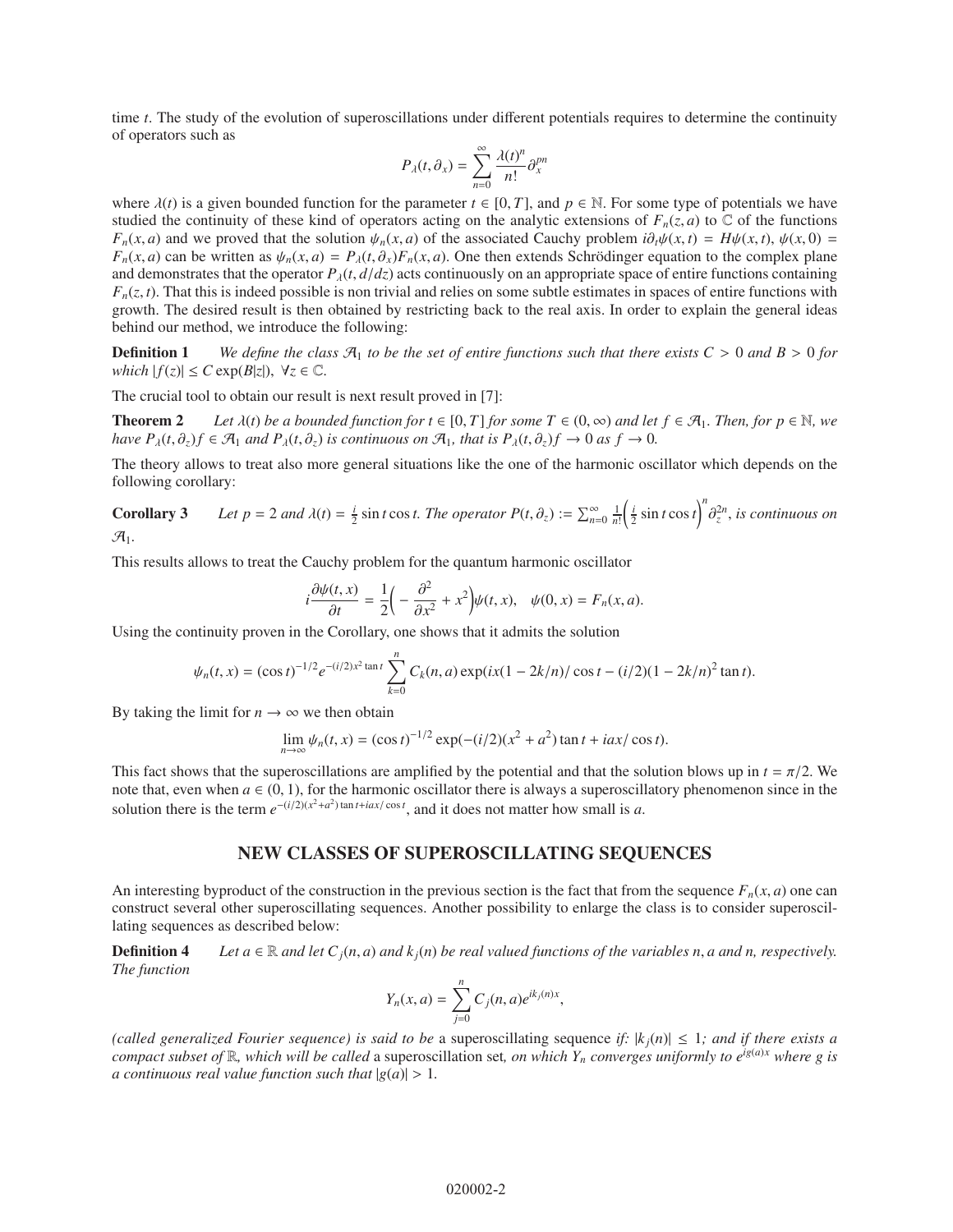time $t$. The study of the evolution of superoscillations under different potentials requires to determine the continuity of operators such as

$$P_\lambda(t, \partial_x) = \sum_{n=0}^{\infty} \frac{\lambda(t)^n}{n!} \partial_x^{pn}$$

where $\lambda(t)$ is a given bounded function for the parameter $t \in [0, T]$, and $p \in \mathbb{N}$. For some type of potentials we have studied the continuity of these kind of operators acting on the analytic extensions of $F_n(z, a)$ to $\mathbb{C}$ of the functions $F_n(x, a)$ and we proved that the solution $\psi_n(x, a)$ of the associated Cauchy problem $i\partial_t\psi(x, t) = H\psi(x, t)$, $\psi(x, 0) = F_n(x, a)$ can be written as $\psi_n(x, a) = P_\lambda(t, \partial_x)F_n(x, a)$. One then extends Schrödinger equation to the complex plane and demonstrates that the operator $P_\lambda(t, d/dz)$ acts continuously on an appropriate space of entire functions containing $F_n(z, t)$. That this is indeed possible is non trivial and relies on some subtle estimates in spaces of entire functions with growth. The desired result is then obtained by restricting back to the real axis. In order to explain the general ideas behind our method, we introduce the following:

**Definition 1** *We define the class $\mathcal{A}_1$ to be the set of entire functions such that there exists $C > 0$ and $B > 0$ for which $|f(z)| \leq C \exp(B|z|)$, $\forall z \in \mathbb{C}$.*

The crucial tool to obtain our result is next result proved in [7]:

**Theorem 2** *Let $\lambda(t)$ be a bounded function for $t \in [0, T]$ for some $T \in (0, \infty)$ and let $f \in \mathcal{A}_1$. Then, for $p \in \mathbb{N}$, we have $P_\lambda(t, \partial_z)f \in \mathcal{A}_1$ and $P_\lambda(t, \partial_z)$ is continuous on $\mathcal{A}_1$, that is $P_\lambda(t, \partial_z)f \to 0$ as $f \to 0$.*

The theory allows to treat also more general situations like the one of the harmonic oscillator which depends on the following corollary:

**Corollary 3** *Let $p = 2$ and $\lambda(t) = \frac{i}{2} \sin t \cos t$. The operator $P(t, \partial_z) := \sum_{n=0}^{\infty} \frac{1}{n!}\left(\frac{i}{2} \sin t \cos t\right)^n \partial_z^{2n}$, is continuous on $\mathcal{A}_1$.*

This results allows to treat the Cauchy problem for the quantum harmonic oscillator

$$i\frac{\partial\psi(t, x)}{\partial t} = \frac{1}{2}\left(-\frac{\partial^2}{\partial x^2} + x^2\right)\psi(t, x), \quad \psi(0, x) = F_n(x, a).$$

Using the continuity proven in the Corollary, one shows that it admits the solution

$$\psi_n(t, x) = (\cos t)^{-1/2} e^{-(i/2)x^2 \tan t} \sum_{k=0}^{n} C_k(n, a) \exp(ix(1 - 2k/n)/\cos t - (i/2)(1 - 2k/n)^2 \tan t).$$

By taking the limit for $n \to \infty$ we then obtain

$$\lim_{n\to\infty} \psi_n(t, x) = (\cos t)^{-1/2} \exp(-(i/2)(x^2 + a^2) \tan t + iax/\cos t).$$

This fact shows that the superoscillations are amplified by the potential and that the solution blows up in $t = \pi/2$. We note that, even when $a \in (0, 1)$, for the harmonic oscillator there is always a superoscillatory phenomenon since in the solution there is the term $e^{-(i/2)(x^2+a^2)\tan t + iax/\cos t}$, and it does not matter how small is $a$.

## NEW CLASSES OF SUPEROSCILLATING SEQUENCES

An interesting byproduct of the construction in the previous section is the fact that from the sequence $F_n(x, a)$ one can construct several other superoscillating sequences. Another possibility to enlarge the class is to consider superoscillating sequences as described below:

**Definition 4** *Let $a \in \mathbb{R}$ and let $C_j(n, a)$ and $k_j(n)$ be real valued functions of the variables $n, a$ and $n$, respectively. The function*

$$Y_n(x, a) = \sum_{j=0}^{n} C_j(n, a) e^{ik_j(n)x},$$

*(called generalized Fourier sequence) is said to be* a superoscillating sequence *if: $|k_j(n)| \leq 1$; and if there exists a compact subset of $\mathbb{R}$, which will be called* a superoscillation set*, on which $Y_n$ converges uniformly to $e^{ig(a)x}$ where $g$ is a continuous real value function such that $|g(a)| > 1$.*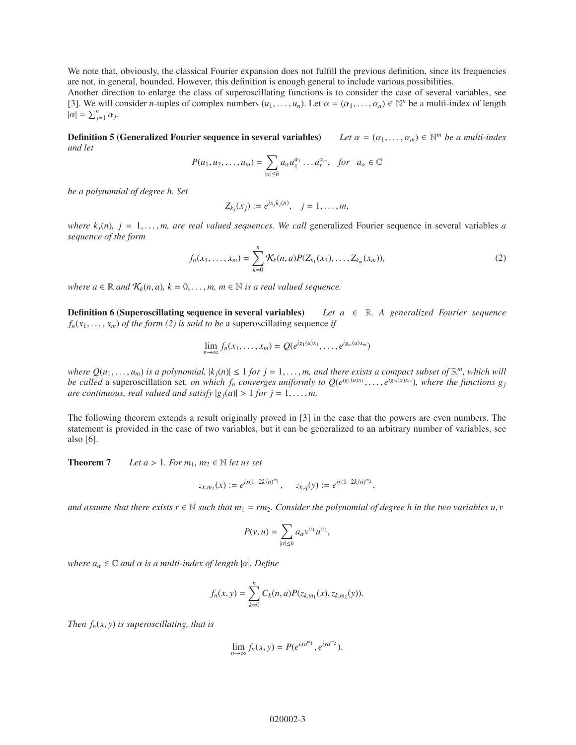We note that, obviously, the classical Fourier expansion does not fulfill the previous definition, since its frequencies are not, in general, bounded. However, this definition is enough general to include various possibilities.

Another direction to enlarge the class of superoscillating functions is to consider the case of several variables, see [3]. We will consider $n$-tuples of complex numbers $(u_1, \ldots, u_n)$. Let $\alpha = (\alpha_1, \ldots, \alpha_n) \in \mathbb{N}^n$ be a multi-index of length $|\alpha| = \sum_{j=1}^{n} \alpha_j$.

**Definition 5 (Generalized Fourier sequence in several variables)** *Let $\alpha = (\alpha_1, \ldots, \alpha_m) \in \mathbb{N}^m$ be a multi-index and let*

$$P(u_1, u_2, \ldots, u_m) = \sum_{|\alpha| \leq h} a_\alpha u_1^{\alpha_1} \ldots u_r^{\alpha_m}, \quad \text{for} \quad a_\alpha \in \mathbb{C}$$

*be a polynomial of degree $h$. Set*

$$Z_{k_j}(x_j) := e^{ix_j k_j(n)}, \quad j = 1, \ldots, m,$$

*where $k_j(n)$, $j = 1, \ldots, m$, are real valued sequences. We call* generalized Fourier sequence in several variables *a sequence of the form*

$$f_n(x_1, \ldots, x_m) = \sum_{k=0}^{n} \mathcal{K}_k(n, a) P(Z_{k_1}(x_1), \ldots, Z_{k_m}(x_m)), \tag{2}$$

*where $a \in \mathbb{R}$ and $\mathcal{K}_k(n, a)$, $k = 0, \ldots, m$, $m \in \mathbb{N}$ is a real valued sequence.*

**Definition 6 (Superoscillating sequence in several variables)** *Let $a \in \mathbb{R}$. A generalized Fourier sequence $f_n(x_1, \ldots, x_m)$ of the form (2) is said to be* a superoscillating sequence *if*

$$\lim_{n \to \infty} f_n(x_1, \ldots, x_m) = Q(e^{ig_1(a)x_1}, \ldots, e^{ig_m(a)x_m})$$

*where $Q(u_1, \ldots, u_m)$ is a polynomial, $|k_j(n)| \leq 1$ for $j = 1, \ldots, m$, and there exists a compact subset of $\mathbb{R}^m$, which will be called* a superoscillation set*, on which $f_n$ converges uniformly to $Q(e^{ig_1(a)x_1}, \ldots, e^{ig_m(a)x_m})$, where the functions $g_j$ are continuous, real valued and satisfy $|g_j(a)| > 1$ for $j = 1, \ldots, m$.*

The following theorem extends a result originally proved in [3] in the case that the powers are even numbers. The statement is provided in the case of two variables, but it can be generalized to an arbitrary number of variables, see also [6].

**Theorem 7** *Let $a > 1$. For $m_1, m_2 \in \mathbb{N}$ let us set*

$$z_{k,m_1}(x) := e^{ix(1-2k/n)^{m_1}}, \quad z_{k,q}(y) := e^{iy(1-2k/n)^{m_2}},$$

*and assume that there exists $r \in \mathbb{N}$ such that $m_1 = rm_2$. Consider the polynomial of degree $h$ in the two variables $u, v$*

$$P(v, u) = \sum_{|\alpha| \leq h} a_\alpha v^{\alpha_1} u^{\alpha_2},$$

*where $a_\alpha \in \mathbb{C}$ and $\alpha$ is a multi-index of length $|\alpha|$. Define*

$$f_n(x, y) = \sum_{k=0}^{n} C_k(n, a) P(z_{k,m_1}(x), z_{k,m_2}(y)).$$

*Then $f_n(x, y)$ is superoscillating, that is*

$$\lim_{n \to \infty} f_n(x, y) = P(e^{ixa^{m_1}}, e^{iya^{m_2}}).$$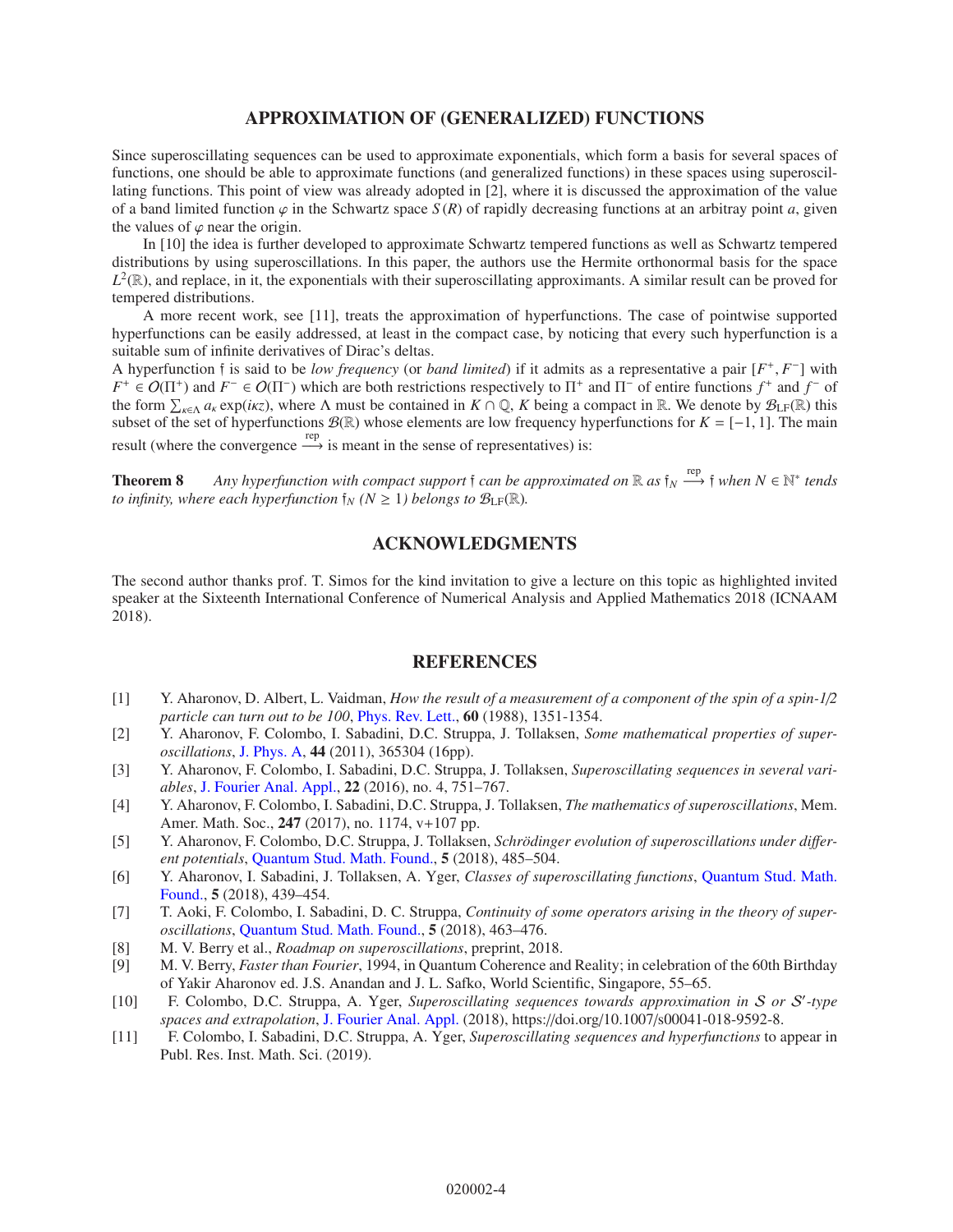## APPROXIMATION OF (GENERALIZED) FUNCTIONS

Since superoscillating sequences can be used to approximate exponentials, which form a basis for several spaces of functions, one should be able to approximate functions (and generalized functions) in these spaces using superoscillating functions. This point of view was already adopted in [2], where it is discussed the approximation of the value of a band limited function $\varphi$ in the Schwartz space $S(R)$ of rapidly decreasing functions at an arbitray point $a$, given the values of $\varphi$ near the origin.

In [10] the idea is further developed to approximate Schwartz tempered functions as well as Schwartz tempered distributions by using superoscillations. In this paper, the authors use the Hermite orthonormal basis for the space $L^2(\mathbb{R})$, and replace, in it, the exponentials with their superoscillating approximants. A similar result can be proved for tempered distributions.

A more recent work, see [11], treats the approximation of hyperfunctions. The case of pointwise supported hyperfunctions can be easily addressed, at least in the compact case, by noticing that every such hyperfunction is a suitable sum of infinite derivatives of Dirac's deltas.

A hyperfunction $\mathfrak{f}$ is said to be *low frequency* (or *band limited*) if it admits as a representative a pair $[F^+, F^-]$ with $F^+ \in \mathcal{O}(\Pi^+)$ and $F^- \in \mathcal{O}(\Pi^-)$ which are both restrictions respectively to $\Pi^+$ and $\Pi^-$ of entire functions $f^+$ and $f^-$ of the form $\sum_{\kappa\in\Lambda} a_\kappa \exp(i\kappa z)$, where $\Lambda$ must be contained in $K \cap \mathbb{Q}$, $K$ being a compact in $\mathbb{R}$. We denote by $\mathcal{B}_{\rm LF}(\mathbb{R})$ this subset of the set of hyperfunctions $\mathcal{B}(\mathbb{R})$ whose elements are low frequency hyperfunctions for $K = [-1, 1]$. The main result (where the convergence $\xrightarrow{\rm rep}$ is meant in the sense of representatives) is:

**Theorem 8** *Any hyperfunction with compact support $\mathfrak{f}$ can be approximated on $\mathbb{R}$ as $\mathfrak{f}_N \xrightarrow{\rm rep} \mathfrak{f}$ when $N \in \mathbb{N}^*$ tends to infinity, where each hyperfunction $\mathfrak{f}_N$ ($N \geq 1$) belongs to $\mathcal{B}_{\rm LF}(\mathbb{R})$.*

## ACKNOWLEDGMENTS

The second author thanks prof. T. Simos for the kind invitation to give a lecture on this topic as highlighted invited speaker at the Sixteenth International Conference of Numerical Analysis and Applied Mathematics 2018 (ICNAAM 2018).

## REFERENCES

[1] Y. Aharonov, D. Albert, L. Vaidman, *How the result of a measurement of a component of the spin of a spin-1/2 particle can turn out to be 100*, Phys. Rev. Lett., **60** (1988), 1351-1354.

[2] Y. Aharonov, F. Colombo, I. Sabadini, D.C. Struppa, J. Tollaksen, *Some mathematical properties of superoscillations*, J. Phys. A, **44** (2011), 365304 (16pp).

[3] Y. Aharonov, F. Colombo, I. Sabadini, D.C. Struppa, J. Tollaksen, *Superoscillating sequences in several variables*, J. Fourier Anal. Appl., **22** (2016), no. 4, 751–767.

[4] Y. Aharonov, F. Colombo, I. Sabadini, D.C. Struppa, J. Tollaksen, *The mathematics of superoscillations*, Mem. Amer. Math. Soc., **247** (2017), no. 1174, v+107 pp.

[5] Y. Aharonov, F. Colombo, D.C. Struppa, J. Tollaksen, *Schrödinger evolution of superoscillations under different potentials*, Quantum Stud. Math. Found., **5** (2018), 485–504.

[6] Y. Aharonov, I. Sabadini, J. Tollaksen, A. Yger, *Classes of superoscillating functions*, Quantum Stud. Math. Found., **5** (2018), 439–454.

[7] T. Aoki, F. Colombo, I. Sabadini, D. C. Struppa, *Continuity of some operators arising in the theory of superoscillations*, Quantum Stud. Math. Found., **5** (2018), 463–476.

[8] M. V. Berry et al., *Roadmap on superoscillations*, preprint, 2018.

[9] M. V. Berry, *Faster than Fourier*, 1994, in Quantum Coherence and Reality; in celebration of the 60th Birthday of Yakir Aharonov ed. J.S. Anandan and J. L. Safko, World Scientific, Singapore, 55–65.

[10] F. Colombo, D.C. Struppa, A. Yger, *Superoscillating sequences towards approximation in $\mathcal{S}$ or $\mathcal{S}'$-type spaces and extrapolation*, J. Fourier Anal. Appl. (2018), https://doi.org/10.1007/s00041-018-9592-8.

[11] F. Colombo, I. Sabadini, D.C. Struppa, A. Yger, *Superoscillating sequences and hyperfunctions* to appear in Publ. Res. Inst. Math. Sci. (2019).